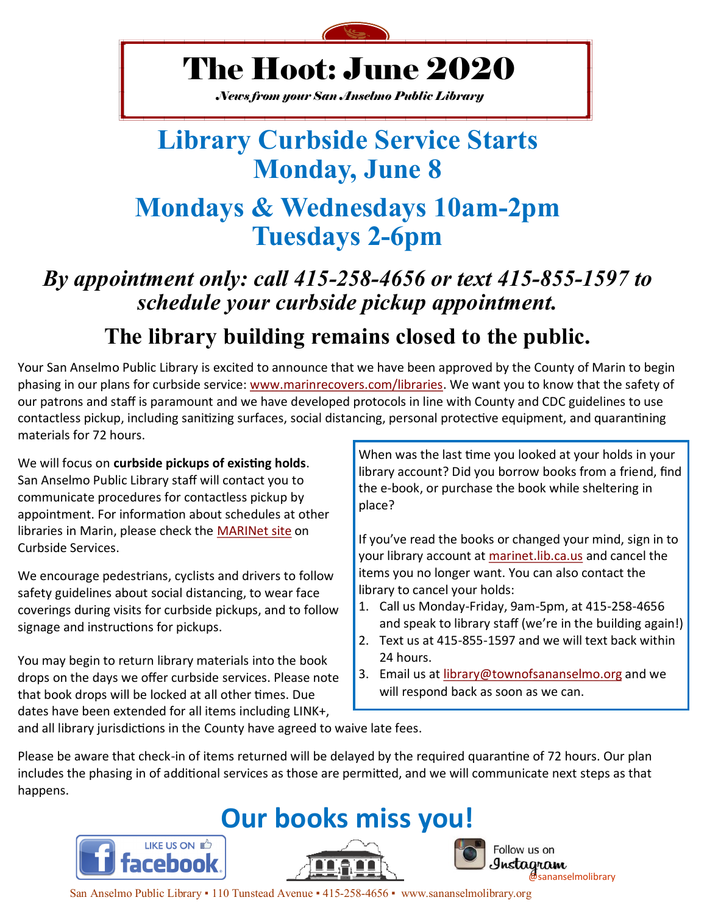# The Hoot: June 2020

*News from your San Anselmo Public Library*

## Library Curbside Service Starts Monday, June 8

## Mondays & Wednesdays 10am-2pm Tuesdays 2-6pm

***By appointment only: call 415-258-4656 or text 415-855-1597 to schedule your curbside pickup appointment.***

### The library building remains closed to the public.

Your San Anselmo Public Library is excited to announce that we have been approved by the County of Marin to begin phasing in our plans for curbside service: www.marinrecovers.com/libraries. We want you to know that the safety of our patrons and staff is paramount and we have developed protocols in line with County and CDC guidelines to use contactless pickup, including sanitizing surfaces, social distancing, personal protective equipment, and quarantining materials for 72 hours.

We will focus on **curbside pickups of existing holds**. San Anselmo Public Library staff will contact you to communicate procedures for contactless pickup by appointment. For information about schedules at other libraries in Marin, please check the MARINet site on Curbside Services.

We encourage pedestrians, cyclists and drivers to follow safety guidelines about social distancing, to wear face coverings during visits for curbside pickups, and to follow signage and instructions for pickups.

You may begin to return library materials into the book drops on the days we offer curbside services. Please note that book drops will be locked at all other times. Due dates have been extended for all items including LINK+, and all library jurisdictions in the County have agreed to waive late fees.

When was the last time you looked at your holds in your library account? Did you borrow books from a friend, find the e-book, or purchase the book while sheltering in place?

If you've read the books or changed your mind, sign in to your library account at marinet.lib.ca.us and cancel the items you no longer want. You can also contact the library to cancel your holds:

1. Call us Monday-Friday, 9am-5pm, at 415-258-4656 and speak to library staff (we're in the building again!)
2. Text us at 415-855-1597 and we will text back within 24 hours.
3. Email us at library@townofsananselmo.org and we will respond back as soon as we can.

Please be aware that check-in of items returned will be delayed by the required quarantine of 72 hours. Our plan includes the phasing in of additional services as those are permitted, and we will communicate next steps as that happens.

## Our books miss you!

LIKE US ON facebook

Follow us on Instagram @sananselmolibrary

San Anselmo Public Library ▪ 110 Tunstead Avenue ▪ 415-258-4656 ▪ www.sananselmolibrary.org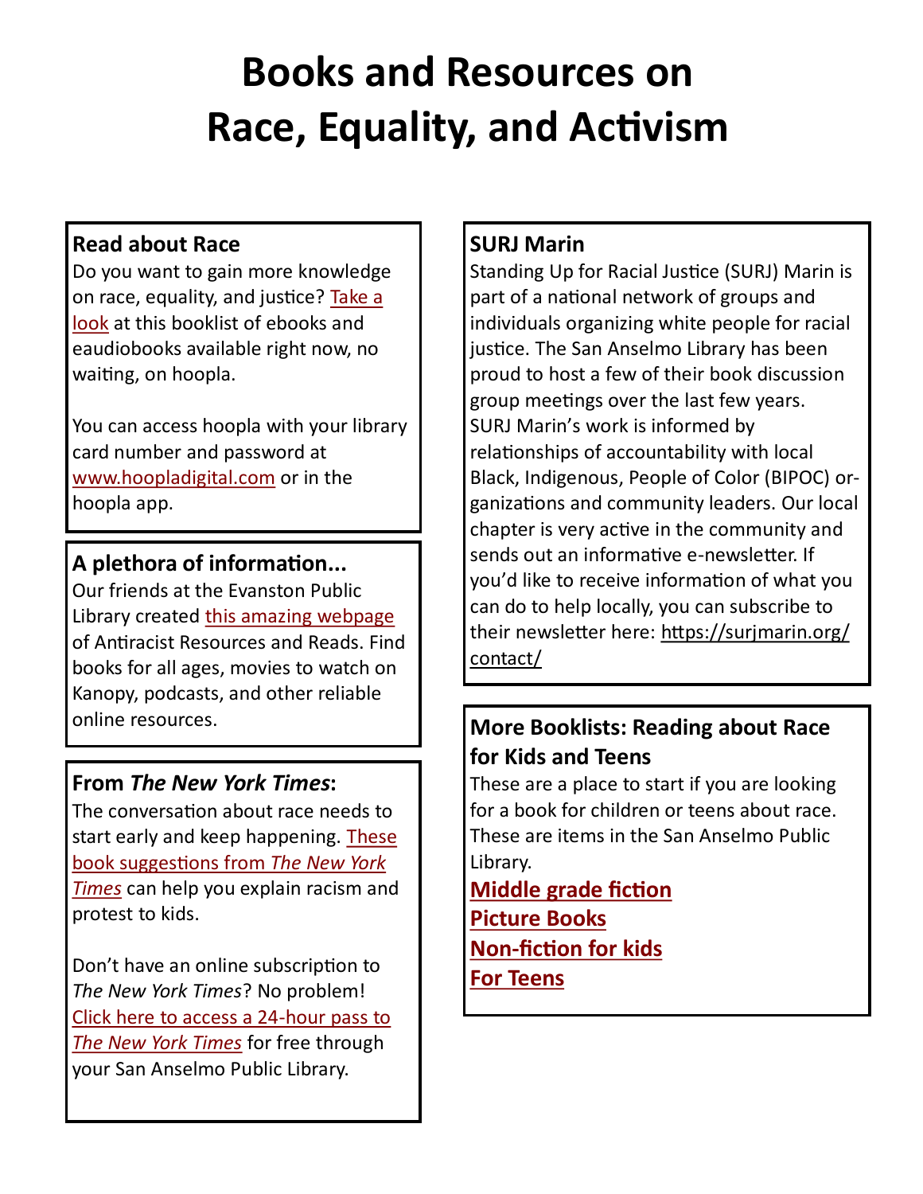# Books and Resources on Race, Equality, and Activism

## Read about Race

Do you want to gain more knowledge on race, equality, and justice? Take a look at this booklist of ebooks and eaudiobooks available right now, no waiting, on hoopla.

You can access hoopla with your library card number and password at www.hoopladigital.com or in the hoopla app.

## A plethora of information...

Our friends at the Evanston Public Library created this amazing webpage of Antiracist Resources and Reads. Find books for all ages, movies to watch on Kanopy, podcasts, and other reliable online resources.

## From *The New York Times*:

The conversation about race needs to start early and keep happening. These book suggestions from *The New York Times* can help you explain racism and protest to kids.

Don't have an online subscription to *The New York Times*? No problem! Click here to access a 24-hour pass to *The New York Times* for free through your San Anselmo Public Library.

## SURJ Marin

Standing Up for Racial Justice (SURJ) Marin is part of a national network of groups and individuals organizing white people for racial justice. The San Anselmo Library has been proud to host a few of their book discussion group meetings over the last few years. SURJ Marin's work is informed by relationships of accountability with local Black, Indigenous, People of Color (BIPOC) organizations and community leaders. Our local chapter is very active in the community and sends out an informative e-newsletter. If you'd like to receive information of what you can do to help locally, you can subscribe to their newsletter here: https://surjmarin.org/contact/

## More Booklists: Reading about Race for Kids and Teens

These are a place to start if you are looking for a book for children or teens about race. These are items in the San Anselmo Public Library.

**Middle grade fiction**
**Picture Books**
**Non-fiction for kids**
**For Teens**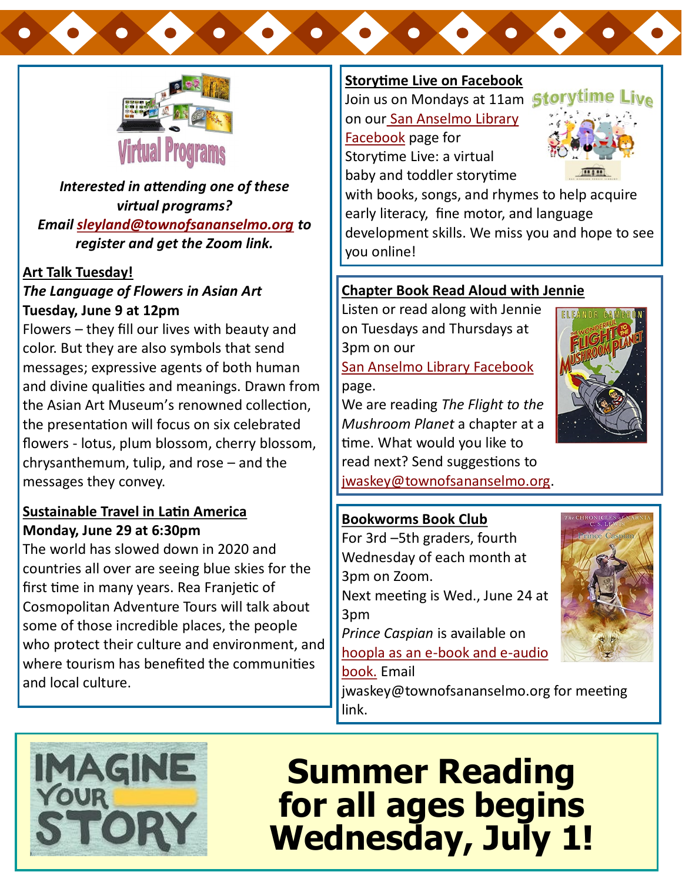## Virtual Programs

***Interested in attending one of these virtual programs? Email sleyland@townofsananselmo.org to register and get the Zoom link.***

### Art Talk Tuesday!

***The Language of Flowers in Asian Art***

**Tuesday, June 9 at 12pm**

Flowers – they fill our lives with beauty and color. But they are also symbols that send messages; expressive agents of both human and divine qualities and meanings. Drawn from the Asian Art Museum's renowned collection, the presentation will focus on six celebrated flowers - lotus, plum blossom, cherry blossom, chrysanthemum, tulip, and rose – and the messages they convey.

### Sustainable Travel in Latin America

**Monday, June 29 at 6:30pm**

The world has slowed down in 2020 and countries all over are seeing blue skies for the first time in many years. Rea Franjetic of Cosmopolitan Adventure Tours will talk about some of those incredible places, the people who protect their culture and environment, and where tourism has benefited the communities and local culture.

### Storytime Live on Facebook

Join us on Mondays at 11am on our San Anselmo Library Facebook page for Storytime Live: a virtual baby and toddler storytime with books, songs, and rhymes to help acquire early literacy, fine motor, and language development skills. We miss you and hope to see you online!

### Chapter Book Read Aloud with Jennie

Listen or read along with Jennie on Tuesdays and Thursdays at 3pm on our San Anselmo Library Facebook page.

We are reading *The Flight to the Mushroom Planet* a chapter at a time. What would you like to read next? Send suggestions to jwaskey@townofsananselmo.org.

### Bookworms Book Club

For 3rd –5th graders, fourth Wednesday of each month at 3pm on Zoom.

Next meeting is Wed., June 24 at 3pm

*Prince Caspian* is available on hoopla as an e-book and e-audio book. Email jwaskey@townofsananselmo.org for meeting link.

IMAGINE YOUR STORY

# Summer Reading for all ages begins Wednesday, July 1!